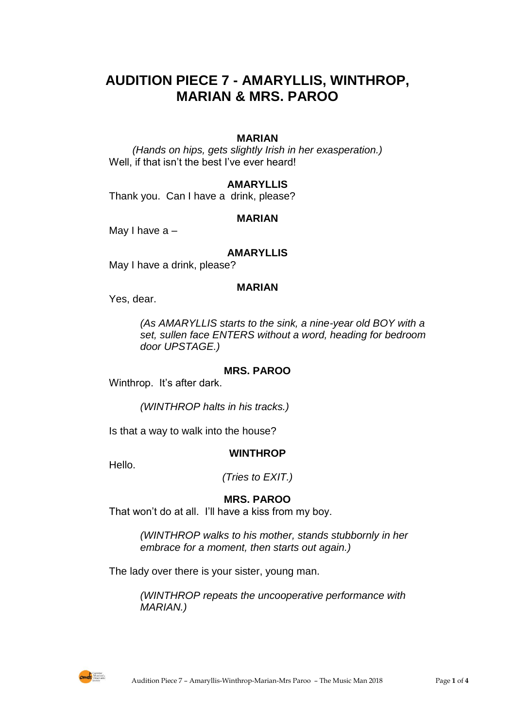# AUDITION PIECE 7 - AMARYLLIS, WINTHROP, MARIAN & MRS. PAROO

**MARIAN**

*(Hands on hips, gets slightly Irish in her exasperation.)*

Well, if that isn't the best I've ever heard!

**AMARYLLIS**

Thank you. Can I have a drink, please?

**MARIAN**

May I have a –

**AMARYLLIS**

May I have a drink, please?

**MARIAN**

Yes, dear.

*(As AMARYLLIS starts to the sink, a nine-year old BOY with a set, sullen face ENTERS without a word, heading for bedroom door UPSTAGE.)*

**MRS. PAROO**

Winthrop. It's after dark.

*(WINTHROP halts in his tracks.)*

Is that a way to walk into the house?

**WINTHROP**

Hello.

*(Tries to EXIT.)*

**MRS. PAROO**

That won't do at all. I'll have a kiss from my boy.

*(WINTHROP walks to his mother, stands stubbornly in her embrace for a moment, then starts out again.)*

The lady over there is your sister, young man.

*(WINTHROP repeats the uncooperative performance with MARIAN.)*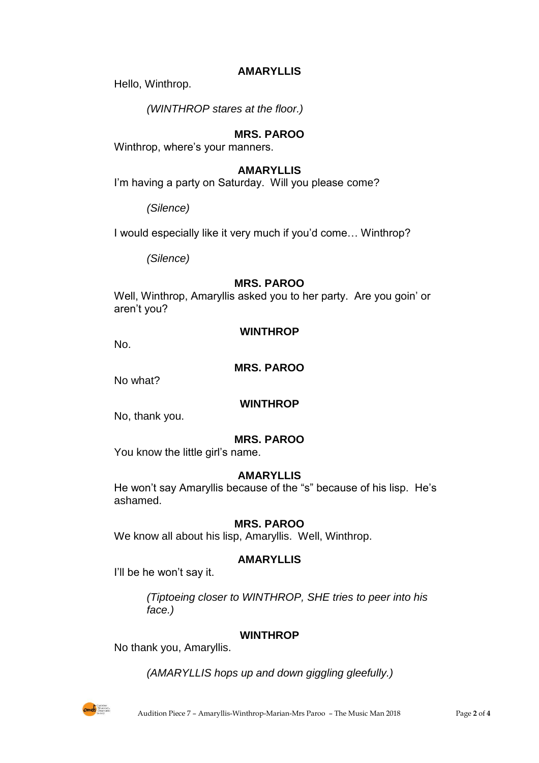**AMARYLLIS**

Hello, Winthrop.

*(WINTHROP stares at the floor.)*

**MRS. PAROO**

Winthrop, where's your manners.

**AMARYLLIS**

I'm having a party on Saturday. Will you please come?

*(Silence)*

I would especially like it very much if you'd come… Winthrop?

*(Silence)*

**MRS. PAROO**

Well, Winthrop, Amaryllis asked you to her party. Are you goin' or aren't you?

**WINTHROP**

No.

**MRS. PAROO**

No what?

**WINTHROP**

No, thank you.

**MRS. PAROO**

You know the little girl's name.

**AMARYLLIS**

He won't say Amaryllis because of the "s" because of his lisp. He's ashamed.

**MRS. PAROO**

We know all about his lisp, Amaryllis. Well, Winthrop.

**AMARYLLIS**

I'll be he won't say it.

*(Tiptoeing closer to WINTHROP, SHE tries to peer into his face.)*

**WINTHROP**

No thank you, Amaryllis.

*(AMARYLLIS hops up and down giggling gleefully.)*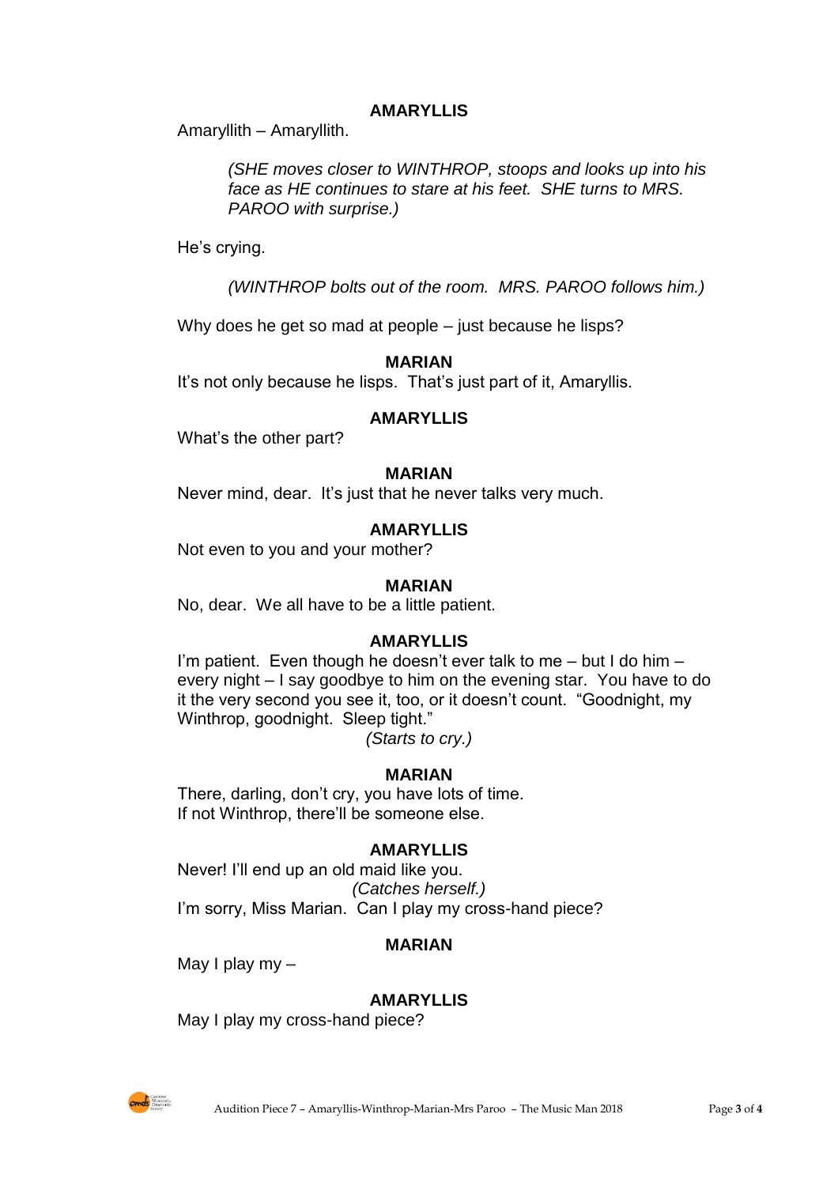**AMARYLLIS**

Amaryllith – Amaryllith.

*(SHE moves closer to WINTHROP, stoops and looks up into his face as HE continues to stare at his feet. SHE turns to MRS. PAROO with surprise.)*

He's crying.

*(WINTHROP bolts out of the room. MRS. PAROO follows him.)*

Why does he get so mad at people – just because he lisps?

**MARIAN**

It's not only because he lisps. That's just part of it, Amaryllis.

**AMARYLLIS**

What's the other part?

**MARIAN**

Never mind, dear. It's just that he never talks very much.

**AMARYLLIS**

Not even to you and your mother?

**MARIAN**

No, dear. We all have to be a little patient.

**AMARYLLIS**

I'm patient. Even though he doesn't ever talk to me – but I do him – every night – I say goodbye to him on the evening star. You have to do it the very second you see it, too, or it doesn't count. "Goodnight, my Winthrop, goodnight. Sleep tight."

*(Starts to cry.)*

**MARIAN**

There, darling, don't cry, you have lots of time.
If not Winthrop, there'll be someone else.

**AMARYLLIS**

Never! I'll end up an old maid like you.

*(Catches herself.)*

I'm sorry, Miss Marian. Can I play my cross-hand piece?

**MARIAN**

May I play my –

**AMARYLLIS**

May I play my cross-hand piece?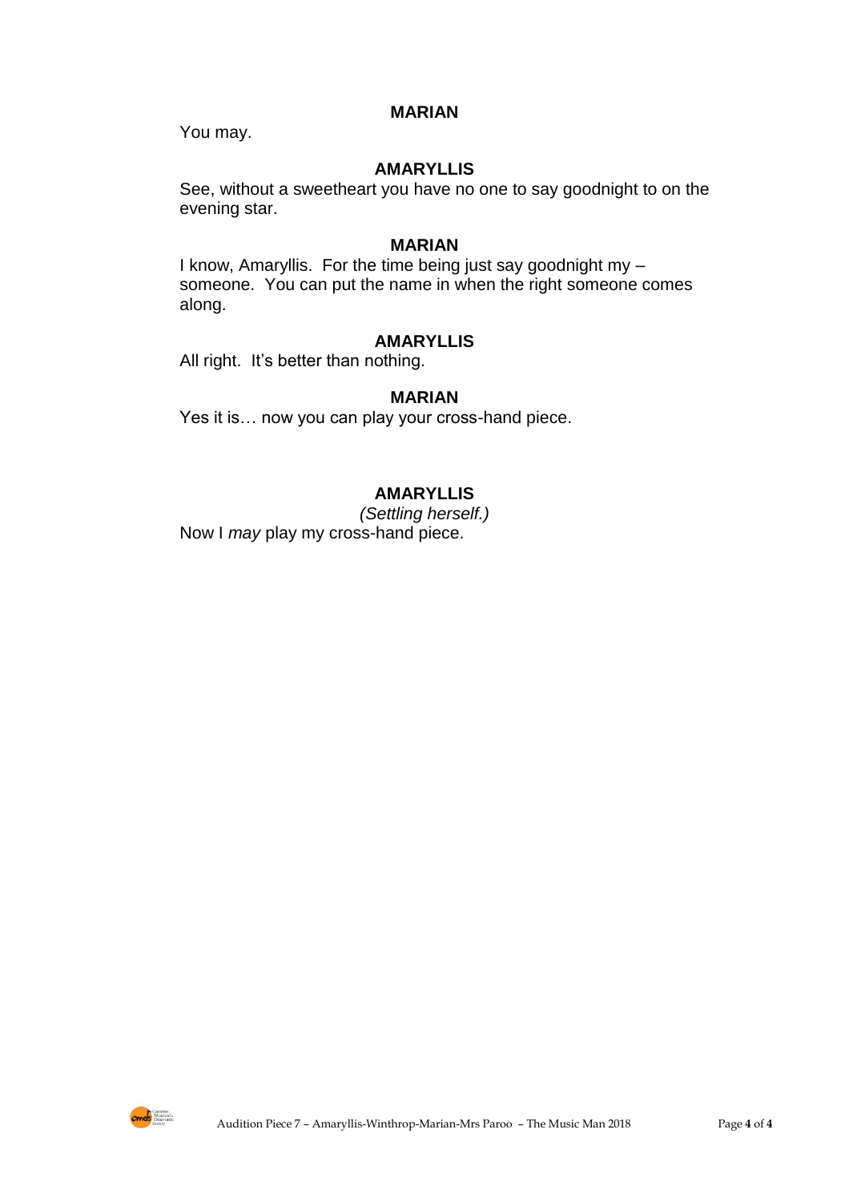**MARIAN**

You may.

**AMARYLLIS**

See, without a sweetheart you have no one to say goodnight to on the evening star.

**MARIAN**

I know, Amaryllis. For the time being just say goodnight my – someone. You can put the name in when the right someone comes along.

**AMARYLLIS**

All right. It's better than nothing.

**MARIAN**

Yes it is… now you can play your cross-hand piece.

**AMARYLLIS**

*(Settling herself.)*

Now I *may* play my cross-hand piece.